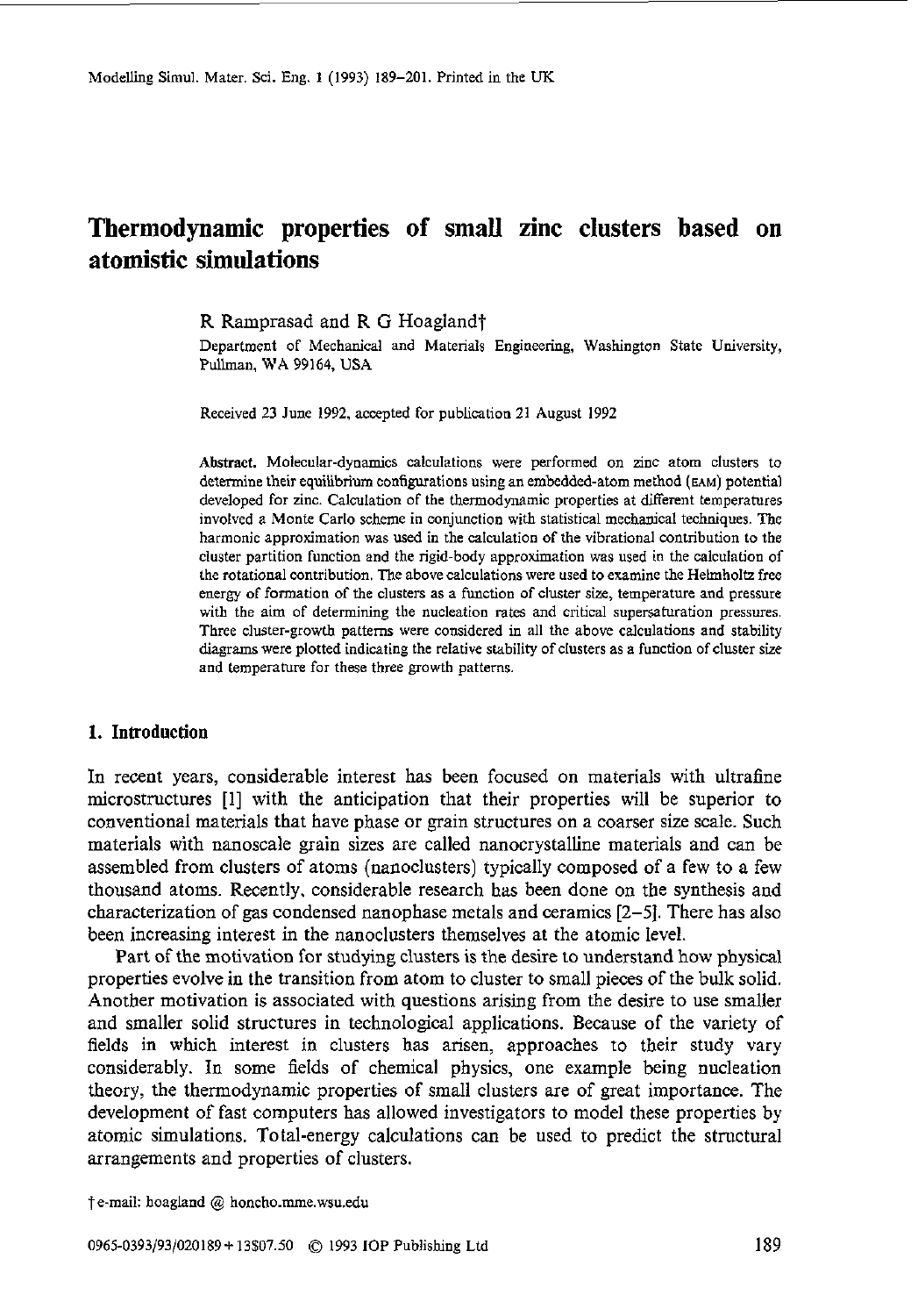# Thermodynamic properties of small zinc clusters based on atomistic simulations

R Ramprasad and R G Hoagland†

Department of Mechanical and Materials Engineering, Washington State University, Pullman, WA 99164, USA

Received 23 June 1992, accepted for publication 21 August 1992

**Abstract.** Molecular-dynamics calculations were performed on zinc atom clusters to determine their equilibrium configurations using an embedded-atom method (EAM) potential developed for zinc. Calculation of the thermodynamic properties at different temperatures involved a Monte Carlo scheme in conjunction with statistical mechanical techniques. The harmonic approximation was used in the calculation of the vibrational contribution to the cluster partition function and the rigid-body approximation was used in the calculation of the rotational contribution. The above calculations were used to examine the Helmholtz free energy of formation of the clusters as a function of cluster size, temperature and pressure with the aim of determining the nucleation rates and critical supersaturation pressures. Three cluster-growth patterns were considered in all the above calculations and stability diagrams were plotted indicating the relative stability of clusters as a function of cluster size and temperature for these three growth patterns.

## 1. Introduction

In recent years, considerable interest has been focused on materials with ultrafine microstructures [1] with the anticipation that their properties will be superior to conventional materials that have phase or grain structures on a coarser size scale. Such materials with nanoscale grain sizes are called nanocrystalline materials and can be assembled from clusters of atoms (nanoclusters) typically composed of a few to a few thousand atoms. Recently, considerable research has been done on the synthesis and characterization of gas condensed nanophase metals and ceramics [2–5]. There has also been increasing interest in the nanoclusters themselves at the atomic level.

Part of the motivation for studying clusters is the desire to understand how physical properties evolve in the transition from atom to cluster to small pieces of the bulk solid. Another motivation is associated with questions arising from the desire to use smaller and smaller solid structures in technological applications. Because of the variety of fields in which interest in clusters has arisen, approaches to their study vary considerably. In some fields of chemical physics, one example being nucleation theory, the thermodynamic properties of small clusters are of great importance. The development of fast computers has allowed investigators to model these properties by atomic simulations. Total-energy calculations can be used to predict the structural arrangements and properties of clusters.

† e-mail: hoagland @ honcho.mme.wsu.edu

0965-0393/93/020189+13$07.50 © 1993 IOP Publishing Ltd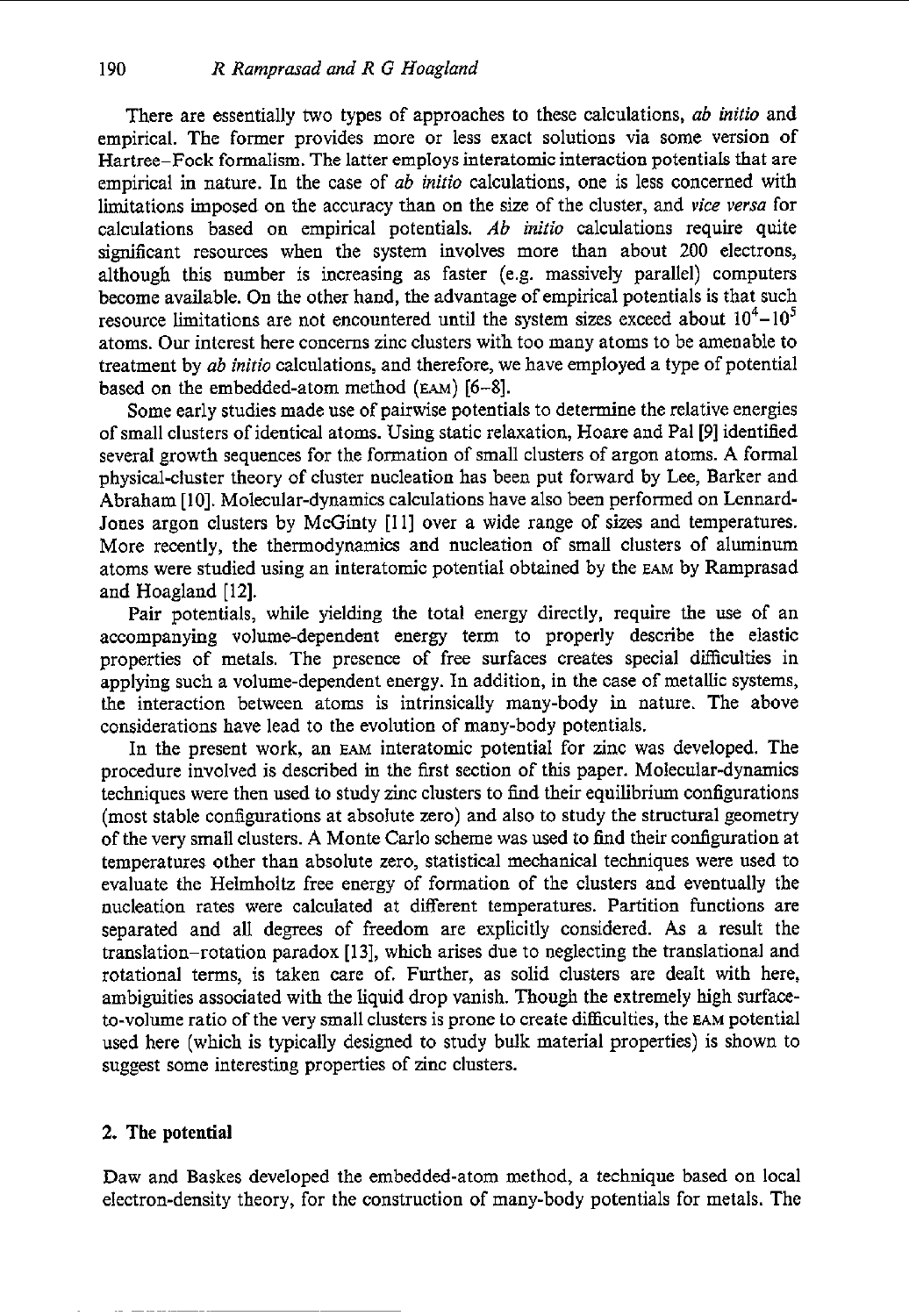There are essentially two types of approaches to these calculations, *ab initio* and empirical. The former provides more or less exact solutions via some version of Hartree–Fock formalism. The latter employs interatomic interaction potentials that are empirical in nature. In the case of *ab initio* calculations, one is less concerned with limitations imposed on the accuracy than on the size of the cluster, and *vice versa* for calculations based on empirical potentials. *Ab initio* calculations require quite significant resources when the system involves more than about 200 electrons, although this number is increasing as faster (e.g. massively parallel) computers become available. On the other hand, the advantage of empirical potentials is that such resource limitations are not encountered until the system sizes exceed about $10^4$–$10^5$ atoms. Our interest here concerns zinc clusters with too many atoms to be amenable to treatment by *ab initio* calculations, and therefore, we have employed a type of potential based on the embedded-atom method (EAM) [6–8].

Some early studies made use of pairwise potentials to determine the relative energies of small clusters of identical atoms. Using static relaxation, Hoare and Pal [9] identified several growth sequences for the formation of small clusters of argon atoms. A formal physical-cluster theory of cluster nucleation has been put forward by Lee, Barker and Abraham [10]. Molecular-dynamics calculations have also been performed on Lennard-Jones argon clusters by McGinty [11] over a wide range of sizes and temperatures. More recently, the thermodynamics and nucleation of small clusters of aluminum atoms were studied using an interatomic potential obtained by the EAM by Ramprasad and Hoagland [12].

Pair potentials, while yielding the total energy directly, require the use of an accompanying volume-dependent energy term to properly describe the elastic properties of metals. The presence of free surfaces creates special difficulties in applying such a volume-dependent energy. In addition, in the case of metallic systems, the interaction between atoms is intrinsically many-body in nature. The above considerations have lead to the evolution of many-body potentials.

In the present work, an EAM interatomic potential for zinc was developed. The procedure involved is described in the first section of this paper. Molecular-dynamics techniques were then used to study zinc clusters to find their equilibrium configurations (most stable configurations at absolute zero) and also to study the structural geometry of the very small clusters. A Monte Carlo scheme was used to find their configuration at temperatures other than absolute zero, statistical mechanical techniques were used to evaluate the Helmholtz free energy of formation of the clusters and eventually the nucleation rates were calculated at different temperatures. Partition functions are separated and all degrees of freedom are explicitly considered. As a result the translation–rotation paradox [13], which arises due to neglecting the translational and rotational terms, is taken care of. Further, as solid clusters are dealt with here, ambiguities associated with the liquid drop vanish. Though the extremely high surface-to-volume ratio of the very small clusters is prone to create difficulties, the EAM potential used here (which is typically designed to study bulk material properties) is shown to suggest some interesting properties of zinc clusters.

## 2. The potential

Daw and Baskes developed the embedded-atom method, a technique based on local electron-density theory, for the construction of many-body potentials for metals. The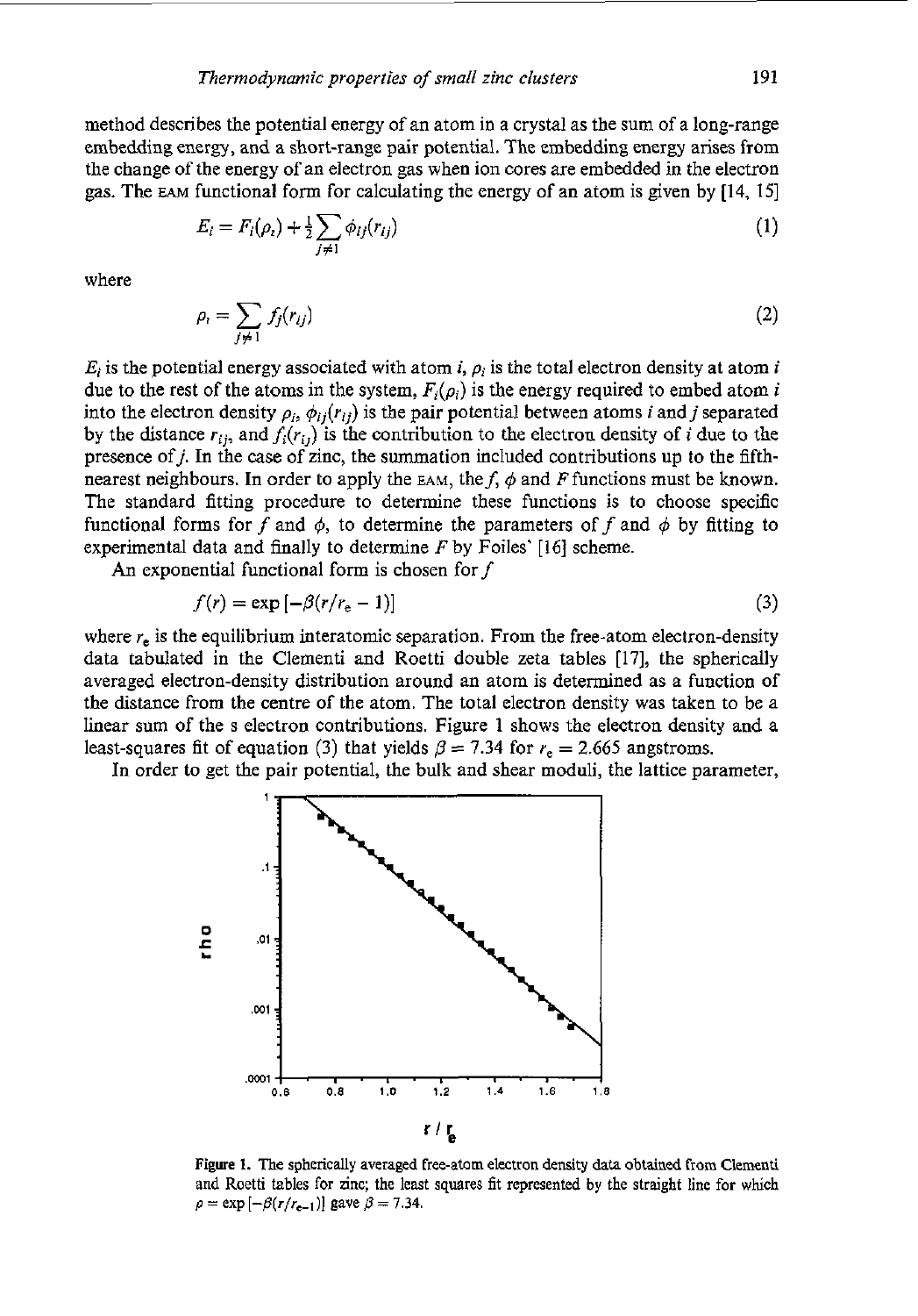method describes the potential energy of an atom in a crystal as the sum of a long-range embedding energy, and a short-range pair potential. The embedding energy arises from the change of the energy of an electron gas when ion cores are embedded in the electron gas. The EAM functional form for calculating the energy of an atom is given by [14, 15]

$$E_i = F_i(\rho_i) + \frac{1}{2}\sum_{j\neq 1} \phi_{ij}(r_{ij}) \tag{1}$$

where

$$\rho_i = \sum_{j\neq 1} f_j(r_{ij}) \tag{2}$$

$E_i$ is the potential energy associated with atom $i$, $\rho_i$ is the total electron density at atom $i$ due to the rest of the atoms in the system, $F_i(\rho_i)$ is the energy required to embed atom $i$ into the electron density $\rho_i$, $\phi_{ij}(r_{ij})$ is the pair potential between atoms $i$ and $j$ separated by the distance $r_{ij}$, and $f_i(r_{ij})$ is the contribution to the electron density of $i$ due to the presence of $j$. In the case of zinc, the summation included contributions up to the fifth-nearest neighbours. In order to apply the EAM, the $f$, $\phi$ and $F$ functions must be known. The standard fitting procedure to determine these functions is to choose specific functional forms for $f$ and $\phi$, to determine the parameters of $f$ and $\phi$ by fitting to experimental data and finally to determine $F$ by Foiles' [16] scheme.

An exponential functional form is chosen for $f$

$$f(r) = \exp\left[-\beta(r/r_e - 1)\right] \tag{3}$$

where $r_e$ is the equilibrium interatomic separation. From the free-atom electron-density data tabulated in the Clementi and Roetti double zeta tables [17], the spherically averaged electron-density distribution around an atom is determined as a function of the distance from the centre of the atom. The total electron density was taken to be a linear sum of the s electron contributions. Figure 1 shows the electron density and a least-squares fit of equation (3) that yields $\beta = 7.34$ for $r_e = 2.665$ angstroms.

In order to get the pair potential, the bulk and shear moduli, the lattice parameter,

**Figure 1.** The spherically averaged free-atom electron density data obtained from Clementi and Roetti tables for zinc; the least squares fit represented by the straight line for which $\rho = \exp\left[-\beta(r/r_{e-1})\right]$ gave $\beta = 7.34$.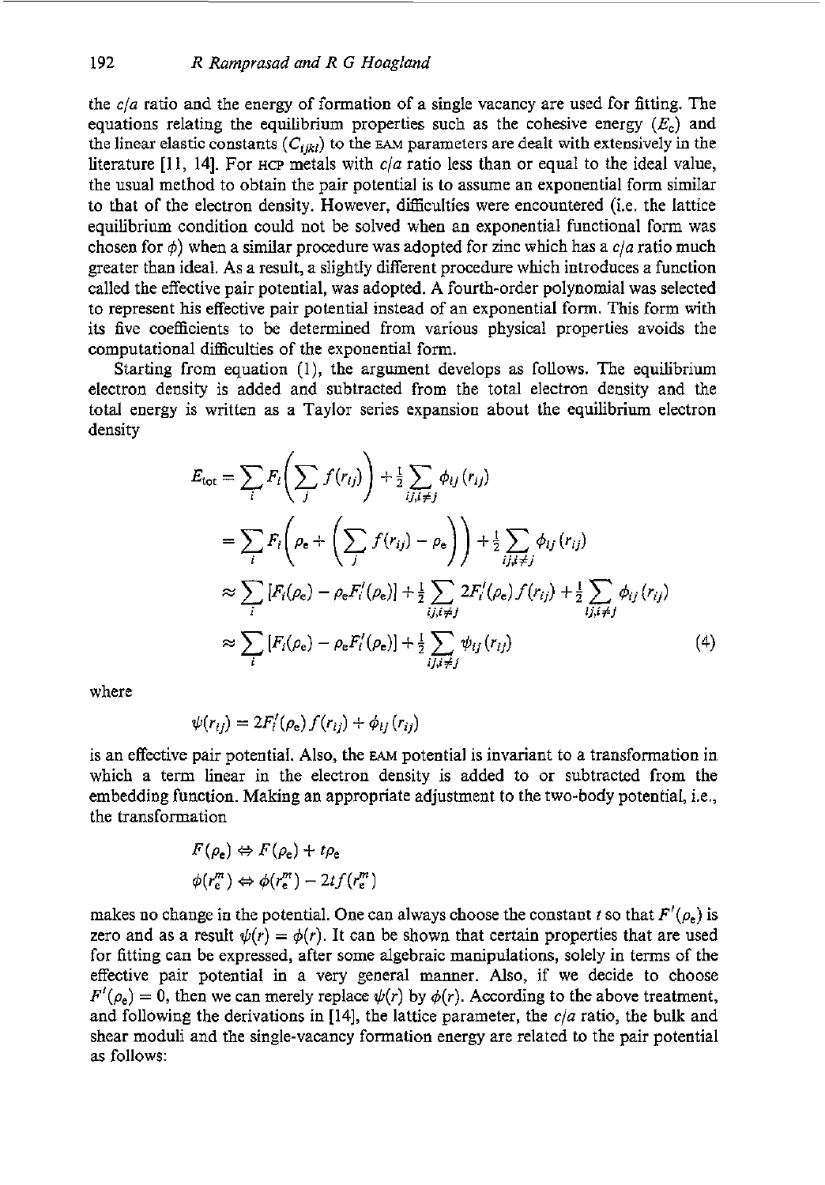the $c/a$ ratio and the energy of formation of a single vacancy are used for fitting. The equations relating the equilibrium properties such as the cohesive energy ($E_c$) and the linear elastic constants ($C_{ijkl}$) to the EAM parameters are dealt with extensively in the literature [11, 14]. For HCP metals with $c/a$ ratio less than or equal to the ideal value, the usual method to obtain the pair potential is to assume an exponential form similar to that of the electron density. However, difficulties were encountered (i.e. the lattice equilibrium condition could not be solved when an exponential functional form was chosen for $\phi$) when a similar procedure was adopted for zinc which has a $c/a$ ratio much greater than ideal. As a result, a slightly different procedure which introduces a function called the effective pair potential, was adopted. A fourth-order polynomial was selected to represent his effective pair potential instead of an exponential form. This form with its five coefficients to be determined from various physical properties avoids the computational difficulties of the exponential form.

Starting from equation (1), the argument develops as follows. The equilibrium electron density is added and subtracted from the total electron density and the total energy is written as a Taylor series expansion about the equilibrium electron density

$$
\begin{aligned}
E_{\text{tot}} &= \sum_i F_i\left(\sum_j f(r_{ij})\right) + \tfrac{1}{2}\sum_{ij,i\neq j} \phi_{ij}(r_{ij}) \\
&= \sum_i F_i\left(\rho_e + \left(\sum_j f(r_{ij}) - \rho_e\right)\right) + \tfrac{1}{2}\sum_{ij,i\neq j} \phi_{ij}(r_{ij}) \\
&\approx \sum_i [F_i(\rho_e) - \rho_e F_i'(\rho_e)] + \tfrac{1}{2}\sum_{ij,i\neq j} 2F_i'(\rho_e) f(r_{ij}) + \tfrac{1}{2}\sum_{ij,i\neq j} \phi_{ij}(r_{ij}) \\
&\approx \sum_i [F_i(\rho_e) - \rho_e F_i'(\rho_e)] + \tfrac{1}{2}\sum_{ij,i\neq j} \psi_{ij}(r_{ij})
\end{aligned}
\tag{4}
$$

where

$$
\psi(r_{ij}) = 2F_i'(\rho_e) f(r_{ij}) + \phi_{ij}(r_{ij})
$$

is an effective pair potential. Also, the EAM potential is invariant to a transformation in which a term linear in the electron density is added to or subtracted from the embedding function. Making an appropriate adjustment to the two-body potential, i.e., the transformation

$$
\begin{aligned}
F(\rho_e) &\Leftrightarrow F(\rho_e) + t\rho_e \\
\phi(r_e^m) &\Leftrightarrow \phi(r_e^m) - 2tf(r_e^m)
\end{aligned}
$$

makes no change in the potential. One can always choose the constant $t$ so that $F'(\rho_e)$ is zero and as a result $\psi(r) = \phi(r)$. It can be shown that certain properties that are used for fitting can be expressed, after some algebraic manipulations, solely in terms of the effective pair potential in a very general manner. Also, if we decide to choose $F'(\rho_e) = 0$, then we can merely replace $\psi(r)$ by $\phi(r)$. According to the above treatment, and following the derivations in [14], the lattice parameter, the $c/a$ ratio, the bulk and shear moduli and the single-vacancy formation energy are related to the pair potential as follows: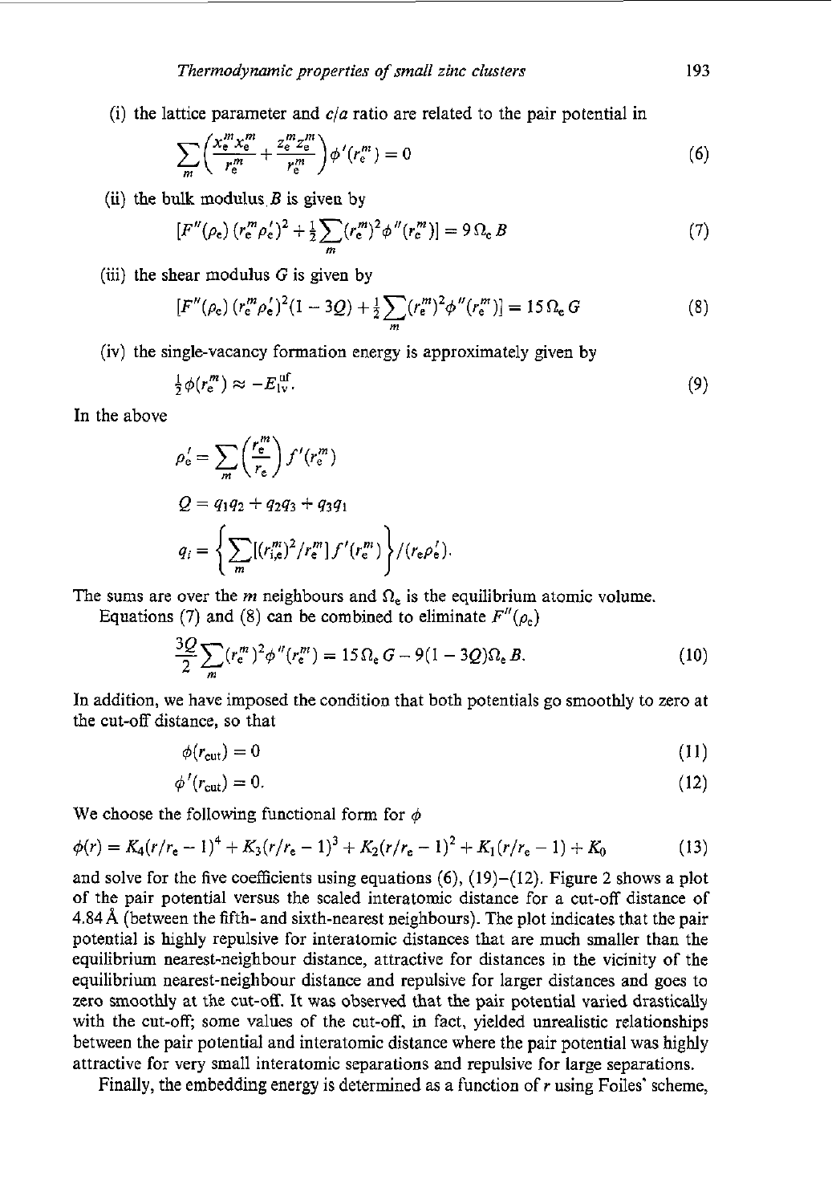(i) the lattice parameter and $c/a$ ratio are related to the pair potential in

$$\sum_m \left( \frac{x_e^m x_e^m}{r_e^m} + \frac{z_e^m z_e^m}{r_e^m} \right) \phi'(r_e^m) = 0 \tag{6}$$

(ii) the bulk modulus $B$ is given by

$$[F''(\rho_e)(r_e^m \rho_e')^2 + \tfrac{1}{2}\sum_m (r_e^m)^2 \phi''(r_e^m)] = 9\,\Omega_e B \tag{7}$$

(iii) the shear modulus $G$ is given by

$$[F''(\rho_e)(r_e^m \rho_e')^2 (1 - 3Q) + \tfrac{1}{2}\sum_m (r_e^m)^2 \phi''(r_e^m)] = 15\,\Omega_e G \tag{8}$$

(iv) the single-vacancy formation energy is approximately given by

$$\tfrac{1}{2}\phi(r_e^m) \approx -E_{1v}^{uf}. \tag{9}$$

In the above

$$\rho_e' = \sum_m \left( \frac{r_e^m}{r_e} \right) f'(r_e^m)$$

$$Q = q_1 q_2 + q_2 q_3 + q_3 q_1$$

$$q_i = \left\{ \sum_m [(r_{i,e}^m)^2 / r_e^m] f'(r_e^m) \right\} / (r_e \rho_e').$$

The sums are over the $m$ neighbours and $\Omega_e$ is the equilibrium atomic volume.

Equations (7) and (8) can be combined to eliminate $F''(\rho_e)$

$$\frac{3Q}{2} \sum_m (r_e^m)^2 \phi''(r_e^m) = 15\,\Omega_e G - 9(1 - 3Q)\Omega_e B. \tag{10}$$

In addition, we have imposed the condition that both potentials go smoothly to zero at the cut-off distance, so that

$$\phi(r_{\text{cut}}) = 0 \tag{11}$$

$$\phi'(r_{\text{cut}}) = 0. \tag{12}$$

We choose the following functional form for $\phi$

$$\phi(r) = K_4(r/r_e - 1)^4 + K_3(r/r_e - 1)^3 + K_2(r/r_e - 1)^2 + K_1(r/r_e - 1) + K_0 \tag{13}$$

and solve for the five coefficients using equations (6), (19)–(12). Figure 2 shows a plot of the pair potential versus the scaled interatomic distance for a cut-off distance of 4.84 Å (between the fifth- and sixth-nearest neighbours). The plot indicates that the pair potential is highly repulsive for interatomic distances that are much smaller than the equilibrium nearest-neighbour distance, attractive for distances in the vicinity of the equilibrium nearest-neighbour distance and repulsive for larger distances and goes to zero smoothly at the cut-off. It was observed that the pair potential varied drastically with the cut-off; some values of the cut-off, in fact, yielded unrealistic relationships between the pair potential and interatomic distance where the pair potential was highly attractive for very small interatomic separations and repulsive for large separations.

Finally, the embedding energy is determined as a function of $r$ using Foiles' scheme,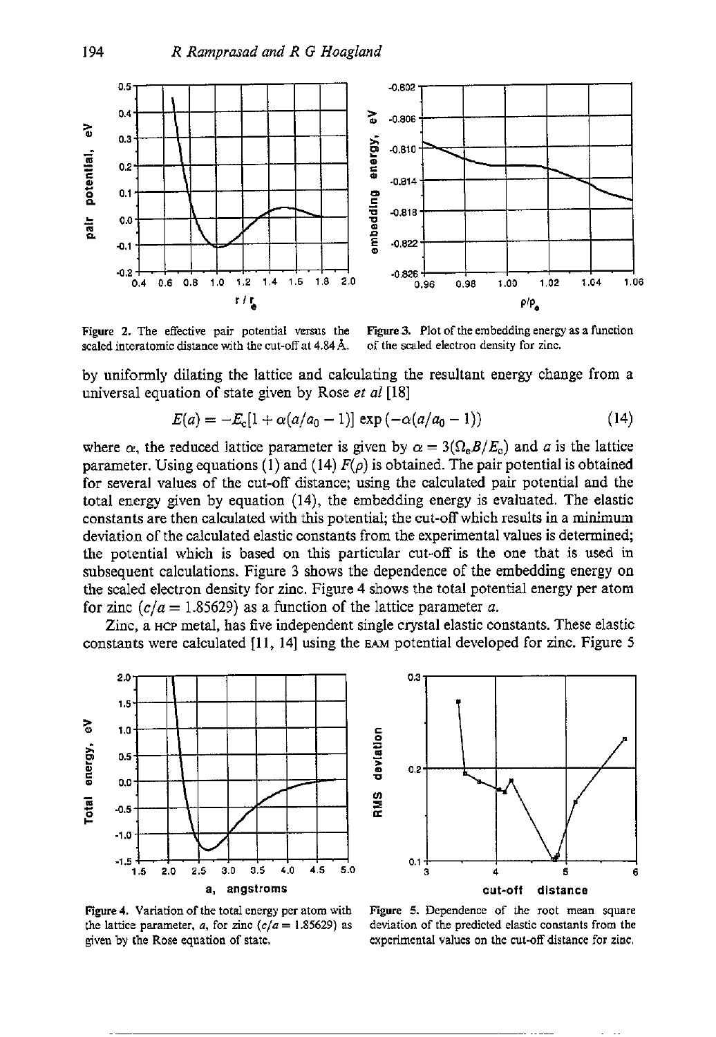Figure 2. The effective pair potential versus the scaled interatomic distance with the cut-off at 4.84 Å.

Figure 3. Plot of the embedding energy as a function of the scaled electron density for zinc.

by uniformly dilating the lattice and calculating the resultant energy change from a universal equation of state given by Rose *et al* [18]

$$E(a) = -E_c[1 + \alpha(a/a_0 - 1)] \exp(-\alpha(a/a_0 - 1)) \tag{14}$$

where $\alpha$, the reduced lattice parameter is given by $\alpha = 3(\Omega_e B/E_c)$ and $a$ is the lattice parameter. Using equations (1) and (14) $F(\rho)$ is obtained. The pair potential is obtained for several values of the cut-off distance; using the calculated pair potential and the total energy given by equation (14), the embedding energy is evaluated. The elastic constants are then calculated with this potential; the cut-off which results in a minimum deviation of the calculated elastic constants from the experimental values is determined; the potential which is based on this particular cut-off is the one that is used in subsequent calculations. Figure 3 shows the dependence of the embedding energy on the scaled electron density for zinc. Figure 4 shows the total potential energy per atom for zinc ($c/a = 1.85629$) as a function of the lattice parameter $a$.

Zinc, a HCP metal, has five independent single crystal elastic constants. These elastic constants were calculated [11, 14] using the EAM potential developed for zinc. Figure 5

Figure 4. Variation of the total energy per atom with the lattice parameter, $a$, for zinc ($c/a = 1.85629$) as given by the Rose equation of state.

Figure 5. Dependence of the root mean square deviation of the predicted elastic constants from the experimental values on the cut-off distance for zinc.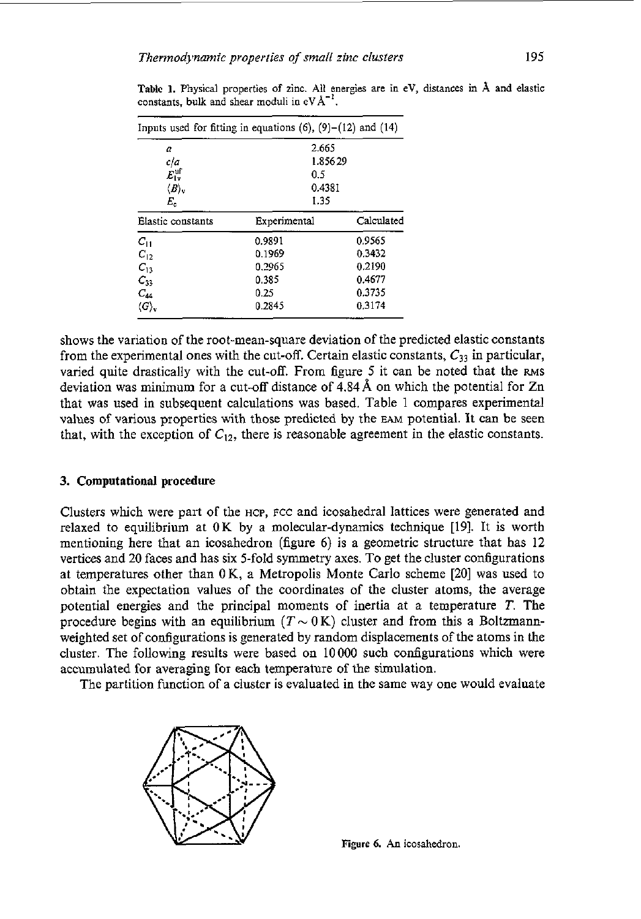**Table 1.** Physical properties of zinc. All energies are in eV, distances in Å and elastic constants, bulk and shear moduli in eV Å$^{-3}$.

| Inputs used for fitting in equations (6), (9)–(12) and (14) | | |
|---|---|---|
| $a$ | 2.665 | |
| $c/a$ | 1.85629 | |
| $E_{1v}^{uf}$ | 0.5 | |
| $\langle B \rangle_v$ | 0.4381 | |
| $E_c$ | 1.35 | |
| **Elastic constants** | **Experimental** | **Calculated** |
| $C_{11}$ | 0.9891 | 0.9565 |
| $C_{12}$ | 0.1969 | 0.3432 |
| $C_{13}$ | 0.2965 | 0.2190 |
| $C_{33}$ | 0.385 | 0.4677 |
| $C_{44}$ | 0.25 | 0.3735 |
| $\langle G \rangle_v$ | 0.2845 | 0.3174 |

shows the variation of the root-mean-square deviation of the predicted elastic constants from the experimental ones with the cut-off. Certain elastic constants, $C_{33}$ in particular, varied quite drastically with the cut-off. From figure 5 it can be noted that the RMS deviation was minimum for a cut-off distance of 4.84 Å on which the potential for Zn that was used in subsequent calculations was based. Table 1 compares experimental values of various properties with those predicted by the EAM potential. It can be seen that, with the exception of $C_{12}$, there is reasonable agreement in the elastic constants.

## 3. Computational procedure

Clusters which were part of the HCP, FCC and icosahedral lattices were generated and relaxed to equilibrium at 0 K by a molecular-dynamics technique [19]. It is worth mentioning here that an icosahedron (figure 6) is a geometric structure that has 12 vertices and 20 faces and has six 5-fold symmetry axes. To get the cluster configurations at temperatures other than 0 K, a Metropolis Monte Carlo scheme [20] was used to obtain the expectation values of the coordinates of the cluster atoms, the average potential energies and the principal moments of inertia at a temperature $T$. The procedure begins with an equilibrium ($T \sim 0$ K) cluster and from this a Boltzmann-weighted set of configurations is generated by random displacements of the atoms in the cluster. The following results were based on 10 000 such configurations which were accumulated for averaging for each temperature of the simulation.

The partition function of a cluster is evaluated in the same way one would evaluate

**Figure 6.** An icosahedron.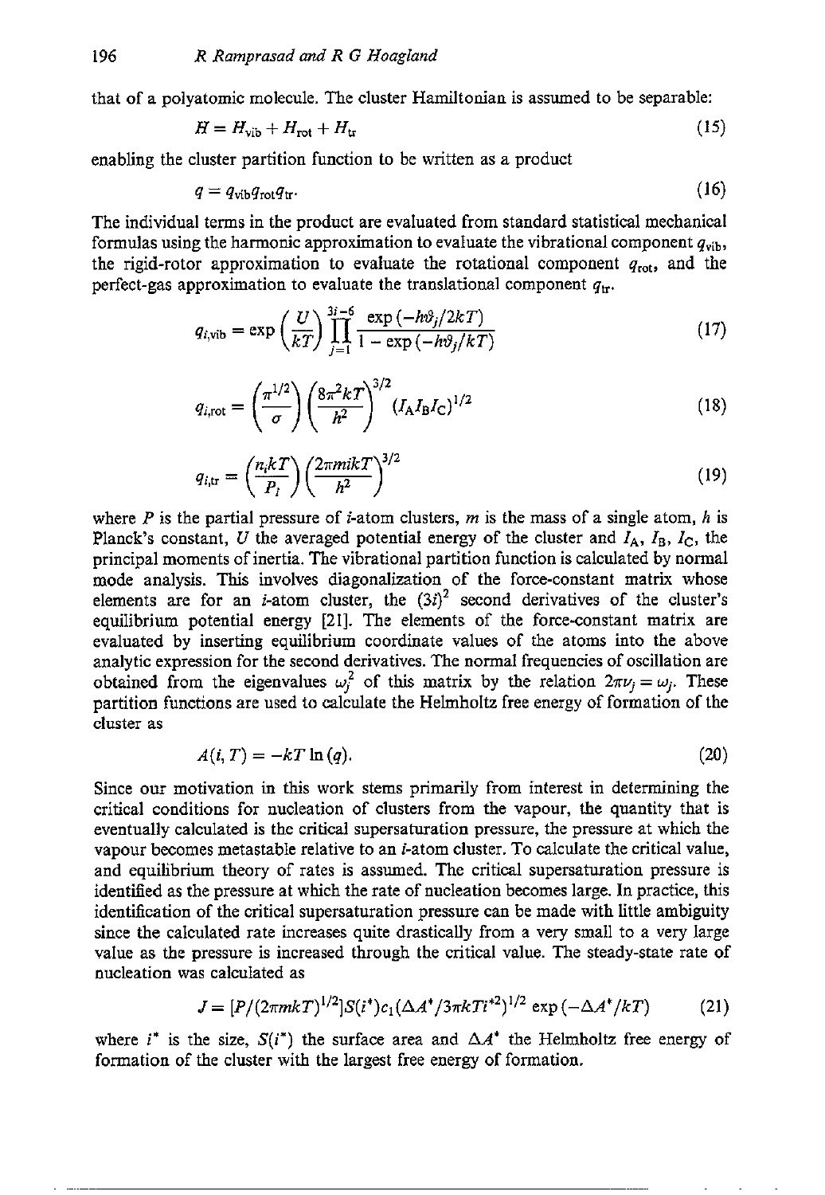that of a polyatomic molecule. The cluster Hamiltonian is assumed to be separable:

$$H = H_{\text{vib}} + H_{\text{rot}} + H_{\text{tr}} \tag{15}$$

enabling the cluster partition function to be written as a product

$$q = q_{\text{vib}} q_{\text{rot}} q_{\text{tr}}. \tag{16}$$

The individual terms in the product are evaluated from standard statistical mechanical formulas using the harmonic approximation to evaluate the vibrational component $q_{\text{vib}}$, the rigid-rotor approximation to evaluate the rotational component $q_{\text{rot}}$, and the perfect-gas approximation to evaluate the translational component $q_{\text{tr}}$.

$$q_{i,\text{vib}} = \exp\left(\frac{U}{kT}\right) \prod_{j=1}^{3i-6} \frac{\exp(-h\vartheta_j/2kT)}{1 - \exp(-h\vartheta_j/kT)} \tag{17}$$

$$q_{i,\text{rot}} = \left(\frac{\pi^{1/2}}{\sigma}\right)\left(\frac{8\pi^2 kT}{h^2}\right)^{3/2} (I_A I_B I_C)^{1/2} \tag{18}$$

$$q_{i,\text{tr}} = \left(\frac{n_i kT}{P_i}\right)\left(\frac{2\pi mikT}{h^2}\right)^{3/2} \tag{19}$$

where $P$ is the partial pressure of $i$-atom clusters, $m$ is the mass of a single atom, $h$ is Planck's constant, $U$ the averaged potential energy of the cluster and $I_A$, $I_B$, $I_C$, the principal moments of inertia. The vibrational partition function is calculated by normal mode analysis. This involves diagonalization of the force-constant matrix whose elements are for an $i$-atom cluster, the $(3i)^2$ second derivatives of the cluster's equilibrium potential energy [21]. The elements of the force-constant matrix are evaluated by inserting equilibrium coordinate values of the atoms into the above analytic expression for the second derivatives. The normal frequencies of oscillation are obtained from the eigenvalues $\omega_j^2$ of this matrix by the relation $2\pi\nu_j = \omega_j$. These partition functions are used to calculate the Helmholtz free energy of formation of the cluster as

$$A(i, T) = -kT \ln(q). \tag{20}$$

Since our motivation in this work stems primarily from interest in determining the critical conditions for nucleation of clusters from the vapour, the quantity that is eventually calculated is the critical supersaturation pressure, the pressure at which the vapour becomes metastable relative to an $i$-atom cluster. To calculate the critical value, and equilibrium theory of rates is assumed. The critical supersaturation pressure is identified as the pressure at which the rate of nucleation becomes large. In practice, this identification of the critical supersaturation pressure can be made with little ambiguity since the calculated rate increases quite drastically from a very small to a very large value as the pressure is increased through the critical value. The steady-state rate of nucleation was calculated as

$$J = [P/(2\pi mkT)^{1/2}] S(i^*) c_1 (\Delta A^*/3\pi kT i^{*2})^{1/2} \exp(-\Delta A^*/kT) \tag{21}$$

where $i^*$ is the size, $S(i^*)$ the surface area and $\Delta A^*$ the Helmholtz free energy of formation of the cluster with the largest free energy of formation.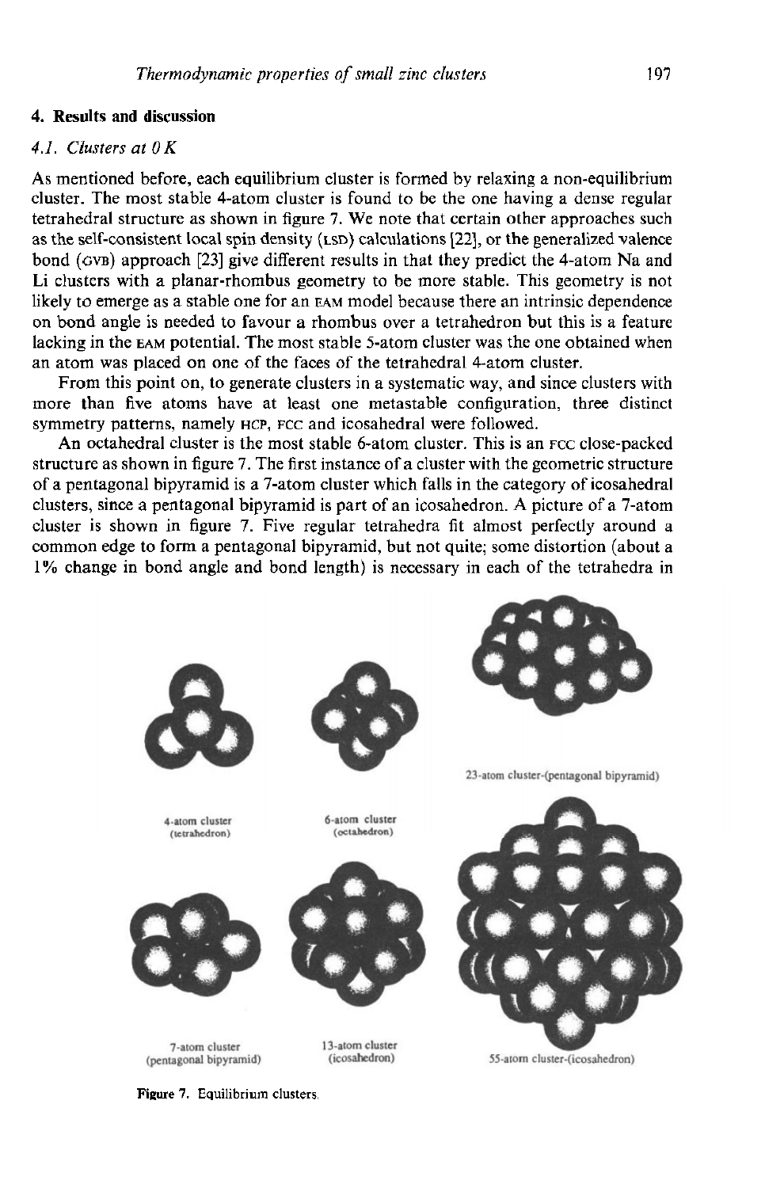## 4. Results and discussion

### 4.1. Clusters at 0 K

As mentioned before, each equilibrium cluster is formed by relaxing a non-equilibrium cluster. The most stable 4-atom cluster is found to be the one having a dense regular tetrahedral structure as shown in figure 7. We note that certain other approaches such as the self-consistent local spin density (LSD) calculations [22], or the generalized valence bond (GVB) approach [23] give different results in that they predict the 4-atom Na and Li clusters with a planar-rhombus geometry to be more stable. This geometry is not likely to emerge as a stable one for an EAM model because there an intrinsic dependence on bond angle is needed to favour a rhombus over a tetrahedron but this is a feature lacking in the EAM potential. The most stable 5-atom cluster was the one obtained when an atom was placed on one of the faces of the tetrahedral 4-atom cluster.

From this point on, to generate clusters in a systematic way, and since clusters with more than five atoms have at least one metastable configuration, three distinct symmetry patterns, namely HCP, FCC and icosahedral were followed.

An octahedral cluster is the most stable 6-atom cluster. This is an FCC close-packed structure as shown in figure 7. The first instance of a cluster with the geometric structure of a pentagonal bipyramid is a 7-atom cluster which falls in the category of icosahedral clusters, since a pentagonal bipyramid is part of an icosahedron. A picture of a 7-atom cluster is shown in figure 7. Five regular tetrahedra fit almost perfectly around a common edge to form a pentagonal bipyramid, but not quite; some distortion (about a 1% change in bond angle and bond length) is necessary in each of the tetrahedra in

4-atom cluster (tetrahedron)

6-atom cluster (octahedron)

23-atom cluster-(pentagonal bipyramid)

7-atom cluster (pentagonal bipyramid)

13-atom cluster (icosahedron)

55-atom cluster-(icosahedron)

Figure 7. Equilibrium clusters.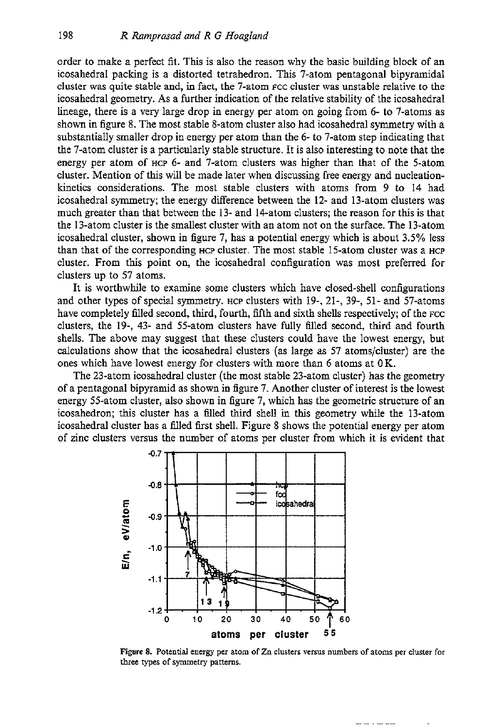order to make a perfect fit. This is also the reason why the basic building block of an icosahedral packing is a distorted tetrahedron. This 7-atom pentagonal bipyramidal cluster was quite stable and, in fact, the 7-atom FCC cluster was unstable relative to the icosahedral geometry. As a further indication of the relative stability of the icosahedral lineage, there is a very large drop in energy per atom on going from 6- to 7-atoms as shown in figure 8. The most stable 8-atom cluster also had icosahedral symmetry with a substantially smaller drop in energy per atom than the 6- to 7-atom step indicating that the 7-atom cluster is a particularly stable structure. It is also interesting to note that the energy per atom of HCP 6- and 7-atom clusters was higher than that of the 5-atom cluster. Mention of this will be made later when discussing free energy and nucleation-kinetics considerations. The most stable clusters with atoms from 9 to 14 had icosahedral symmetry; the energy difference between the 12- and 13-atom clusters was much greater than that between the 13- and 14-atom clusters; the reason for this is that the 13-atom cluster is the smallest cluster with an atom not on the surface. The 13-atom icosahedral cluster, shown in figure 7, has a potential energy which is about 3.5% less than that of the corresponding HCP cluster. The most stable 15-atom cluster was a HCP cluster. From this point on, the icosahedral configuration was most preferred for clusters up to 57 atoms.

It is worthwhile to examine some clusters which have closed-shell configurations and other types of special symmetry. HCP clusters with 19-, 21-, 39-, 51- and 57-atoms have completely filled second, third, fourth, fifth and sixth shells respectively; of the FCC clusters, the 19-, 43- and 55-atom clusters have fully filled second, third and fourth shells. The above may suggest that these clusters could have the lowest energy, but calculations show that the icosahedral clusters (as large as 57 atoms/cluster) are the ones which have lowest energy for clusters with more than 6 atoms at 0 K.

The 23-atom icosahedral cluster (the most stable 23-atom cluster) has the geometry of a pentagonal bipyramid as shown in figure 7. Another cluster of interest is the lowest energy 55-atom cluster, also shown in figure 7, which has the geometric structure of an icosahedron; this cluster has a filled third shell in this geometry while the 13-atom icosahedral cluster has a filled first shell. Figure 8 shows the potential energy per atom of zinc clusters versus the number of atoms per cluster from which it is evident that

**Figure 8.** Potential energy per atom of Zn clusters versus numbers of atoms per cluster for three types of symmetry patterns.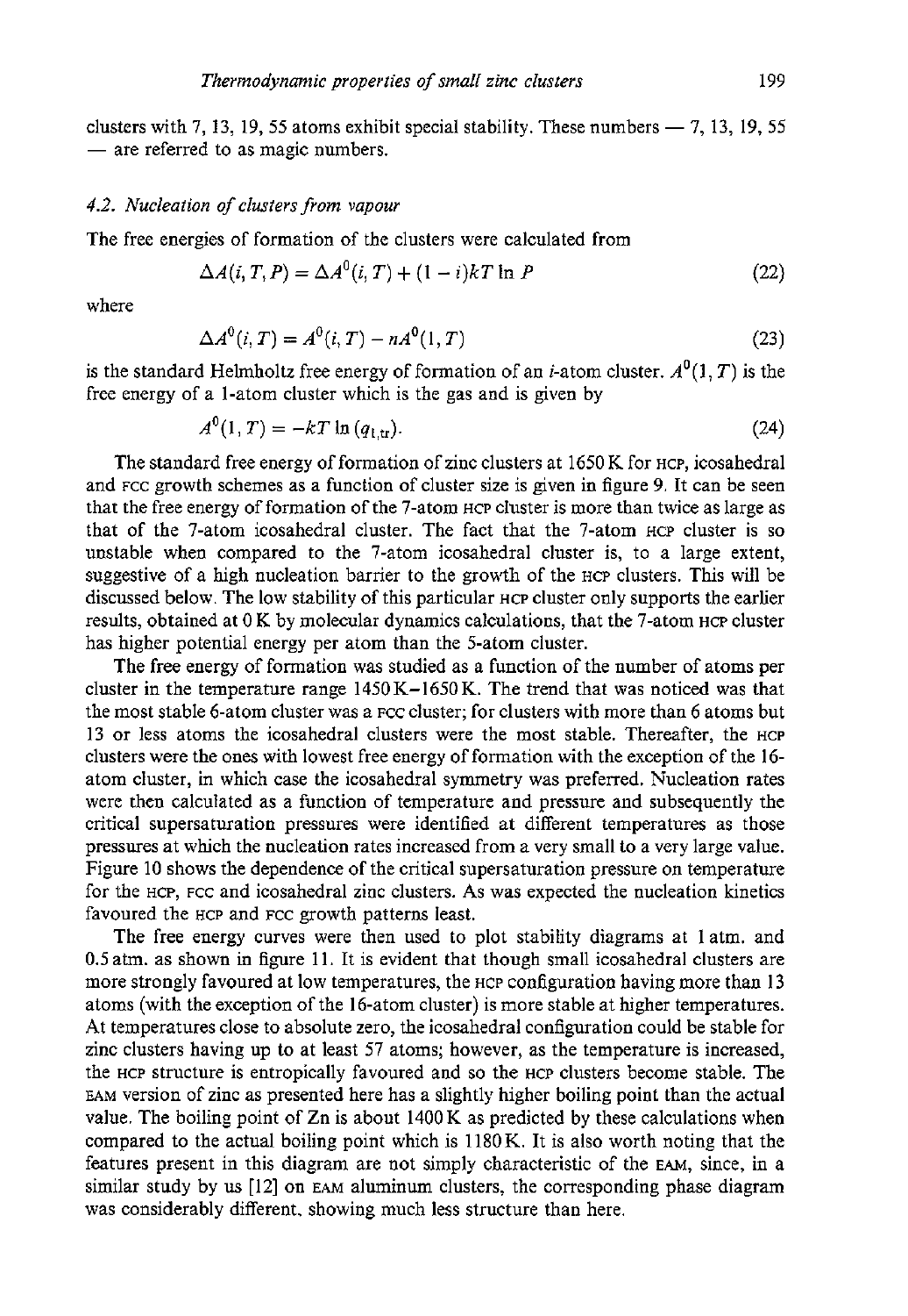clusters with 7, 13, 19, 55 atoms exhibit special stability. These numbers — 7, 13, 19, 55 — are referred to as magic numbers.

### 4.2. *Nucleation of clusters from vapour*

The free energies of formation of the clusters were calculated from

$$\Delta A(i, T, P) = \Delta A^0(i, T) + (1 - i)kT \ln P \tag{22}$$

where

$$\Delta A^0(i, T) = A^0(i, T) - nA^0(1, T) \tag{23}$$

is the standard Helmholtz free energy of formation of an $i$-atom cluster. $A^0(1, T)$ is the free energy of a 1-atom cluster which is the gas and is given by

$$A^0(1, T) = -kT \ln (q_{1,\mathrm{tr}}). \tag{24}$$

The standard free energy of formation of zinc clusters at 1650 K for HCP, icosahedral and FCC growth schemes as a function of cluster size is given in figure 9. It can be seen that the free energy of formation of the 7-atom HCP cluster is more than twice as large as that of the 7-atom icosahedral cluster. The fact that the 7-atom HCP cluster is so unstable when compared to the 7-atom icosahedral cluster is, to a large extent, suggestive of a high nucleation barrier to the growth of the HCP clusters. This will be discussed below. The low stability of this particular HCP cluster only supports the earlier results, obtained at 0 K by molecular dynamics calculations, that the 7-atom HCP cluster has higher potential energy per atom than the 5-atom cluster.

The free energy of formation was studied as a function of the number of atoms per cluster in the temperature range 1450 K–1650 K. The trend that was noticed was that the most stable 6-atom cluster was a FCC cluster; for clusters with more than 6 atoms but 13 or less atoms the icosahedral clusters were the most stable. Thereafter, the HCP clusters were the ones with lowest free energy of formation with the exception of the 16-atom cluster, in which case the icosahedral symmetry was preferred. Nucleation rates were then calculated as a function of temperature and pressure and subsequently the critical supersaturation pressures were identified at different temperatures as those pressures at which the nucleation rates increased from a very small to a very large value. Figure 10 shows the dependence of the critical supersaturation pressure on temperature for the HCP, FCC and icosahedral zinc clusters. As was expected the nucleation kinetics favoured the HCP and FCC growth patterns least.

The free energy curves were then used to plot stability diagrams at 1 atm. and 0.5 atm. as shown in figure 11. It is evident that though small icosahedral clusters are more strongly favoured at low temperatures, the HCP configuration having more than 13 atoms (with the exception of the 16-atom cluster) is more stable at higher temperatures. At temperatures close to absolute zero, the icosahedral configuration could be stable for zinc clusters having up to at least 57 atoms; however, as the temperature is increased, the HCP structure is entropically favoured and so the HCP clusters become stable. The EAM version of zinc as presented here has a slightly higher boiling point than the actual value. The boiling point of Zn is about 1400 K as predicted by these calculations when compared to the actual boiling point which is 1180 K. It is also worth noting that the features present in this diagram are not simply characteristic of the EAM, since, in a similar study by us [12] on EAM aluminum clusters, the corresponding phase diagram was considerably different, showing much less structure than here.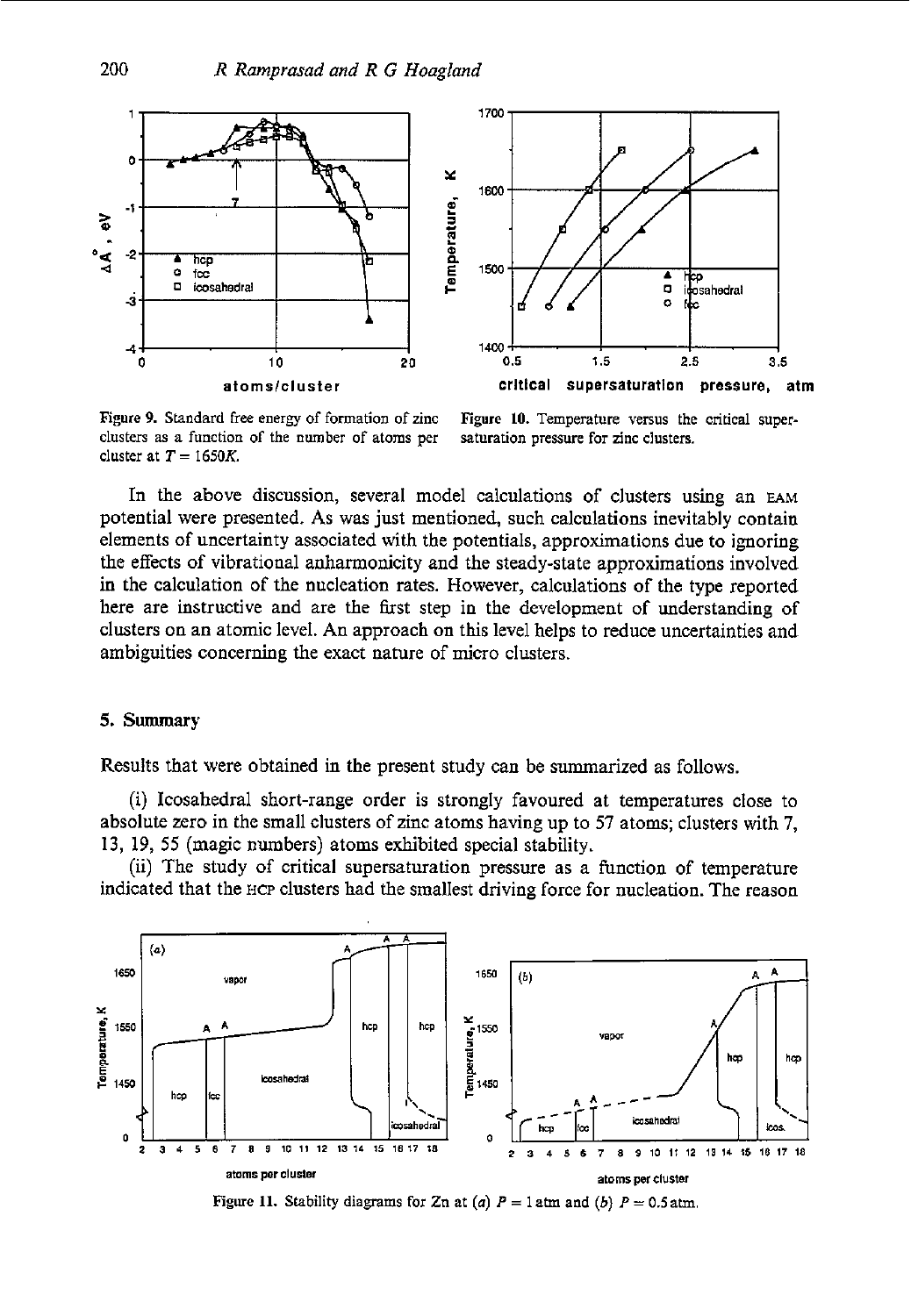Figure 9. Standard free energy of formation of zinc clusters as a function of the number of atoms per cluster at $T = 1650K$.

Figure 10. Temperature versus the critical supersaturation pressure for zinc clusters.

In the above discussion, several model calculations of clusters using an EAM potential were presented. As was just mentioned, such calculations inevitably contain elements of uncertainty associated with the potentials, approximations due to ignoring the effects of vibrational anharmonicity and the steady-state approximations involved in the calculation of the nucleation rates. However, calculations of the type reported here are instructive and are the first step in the development of understanding of clusters on an atomic level. An approach on this level helps to reduce uncertainties and ambiguities concerning the exact nature of micro clusters.

## 5. Summary

Results that were obtained in the present study can be summarized as follows.

(i) Icosahedral short-range order is strongly favoured at temperatures close to absolute zero in the small clusters of zinc atoms having up to 57 atoms; clusters with 7, 13, 19, 55 (magic numbers) atoms exhibited special stability.

(ii) The study of critical supersaturation pressure as a function of temperature indicated that the HCP clusters had the smallest driving force for nucleation. The reason

Figure 11. Stability diagrams for Zn at (a) $P = 1\,\text{atm}$ and (b) $P = 0.5\,\text{atm}$.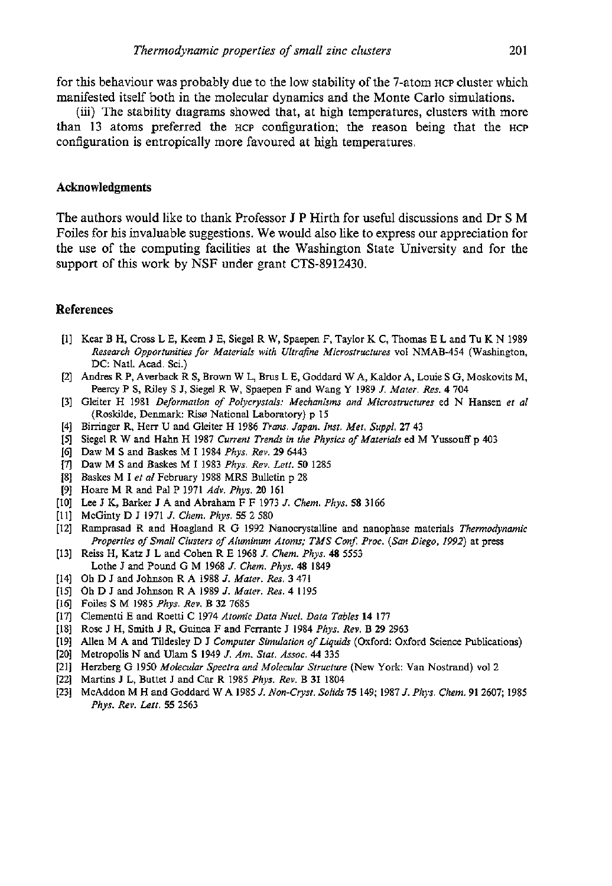for this behaviour was probably due to the low stability of the 7-atom HCP cluster which manifested itself both in the molecular dynamics and the Monte Carlo simulations.

(iii) The stability diagrams showed that, at high temperatures, clusters with more than 13 atoms preferred the HCP configuration; the reason being that the HCP configuration is entropically more favoured at high temperatures.

## Acknowledgments

The authors would like to thank Professor J P Hirth for useful discussions and Dr S M Foiles for his invaluable suggestions. We would also like to express our appreciation for the use of the computing facilities at the Washington State University and for the support of this work by NSF under grant CTS-8912430.

## References

[1] Kear B H, Cross L E, Keem J E, Siegel R W, Spaepen F, Taylor K C, Thomas E L and Tu K N 1989 *Research Opportunities for Materials with Ultrafine Microstructures* vol NMAB-454 (Washington, DC: Natl. Acad. Sci.)

[2] Andres R P, Averback R S, Brown W L, Brus L E, Goddard W A, Kaldor A, Louie S G, Moskovits M, Peercy P S, Riley S J, Siegel R W, Spaepen F and Wang Y 1989 *J. Mater. Res.* **4** 704

[3] Gleiter H 1981 *Deformation of Polycrystals: Mechanisms and Microstructures* ed N Hansen *et al* (Roskilde, Denmark: Risø National Laboratory) p 15

[4] Birringer R, Herr U and Gleiter H 1986 *Trans. Japan. Inst. Met. Suppl.* **27** 43

[5] Siegel R W and Hahn H 1987 *Current Trends in the Physics of Materials* ed M Yussouff p 403

[6] Daw M S and Baskes M I 1984 *Phys. Rev.* **29** 6443

[7] Daw M S and Baskes M I 1983 *Phys. Rev. Lett.* **50** 1285

[8] Baskes M I *et al* February 1988 MRS Bulletin p 28

[9] Hoare M R and Pal P 1971 *Adv. Phys.* **20** 161

[10] Lee J K, Barker J A and Abraham F F 1973 *J. Chem. Phys.* **58** 3166

[11] McGinty D J 1971 *J. Chem. Phys.* **55** 2 580

[12] Ramprasad R and Hoagland R G 1992 Nanocrystalline and nanophase materials *Thermodynamic Properties of Small Clusters of Aluminum Atoms; TMS Conf. Proc. (San Diego, 1992)* at press

[13] Reiss H, Katz J L and Cohen R E 1968 *J. Chem. Phys.* **48** 5553
Lothe J and Pound G M 1968 *J. Chem. Phys.* **48** 1849

[14] Oh D J and Johnson R A 1988 *J. Mater. Res.* **3** 471

[15] Oh D J and Johnson R A 1989 *J. Mater. Res.* **4** 1195

[16] Foiles S M 1985 *Phys. Rev.* B **32** 7685

[17] Clementi E and Roetti C 1974 *Atomic Data Nucl. Data Tables* **14** 177

[18] Rose J H, Smith J R, Guinea F and Ferrante J 1984 *Phys. Rev.* B **29** 2963

[19] Allen M A and Tildesley D J *Computer Simulation of Liquids* (Oxford: Oxford Science Publications)

[20] Metropolis N and Ulam S 1949 *J. Am. Stat. Assoc.* **44** 335

[21] Herzberg G 1950 *Molecular Spectra and Molecular Structure* (New York: Van Nostrand) vol 2

[22] Martins J L, Buttet J and Car R 1985 *Phys. Rev.* B **31** 1804

[23] McAddon M H and Goddard W A 1985 *J. Non-Cryst. Solids* **75** 149; 1987 *J. Phys. Chem.* **91** 2607; 1985 *Phys. Rev. Lett.* **55** 2563